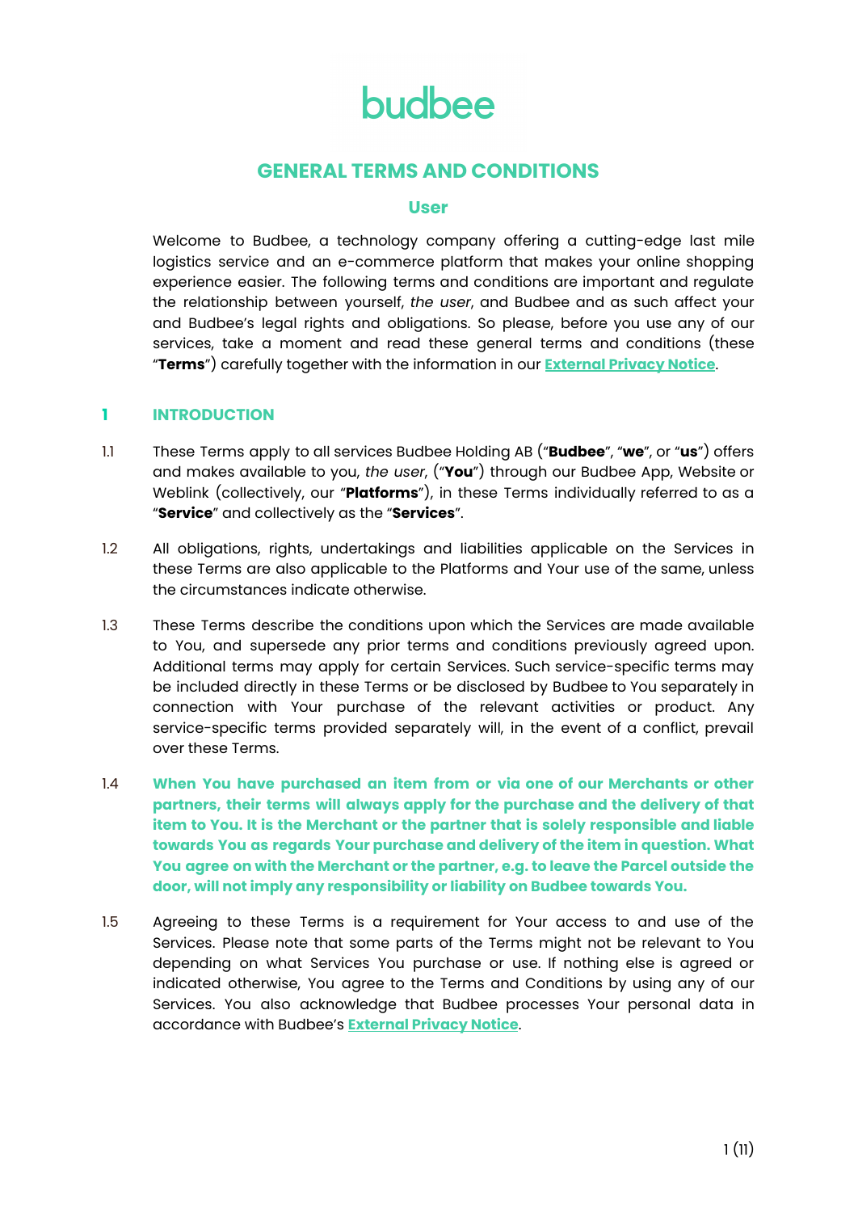budbee

# GENERAL TERMS AND CONDITIONS

## User

Welcome to Budbee, a technology company offering a cutting-edge last mile logistics service and an e-commerce platform that makes your online shopping experience easier. The following terms and conditions are important and regulate the relationship between yourself, *the user*, and Budbee and as such affect your and Budbee's legal rights and obligations. So please, before you use any of our services, take a moment and read these general terms and conditions (these "**Terms**") carefully together with the information in our **External Privacy Notice**.

## 1 INTRODUCTION

1.1 These Terms apply to all services Budbee Holding AB ("**Budbee**", "**we**", or "**us**") offers and makes available to you, *the user*, ("**You**") through our Budbee App, Website or Weblink (collectively, our "**Platforms**"), in these Terms individually referred to as a "**Service**" and collectively as the "**Services**".

1.2 All obligations, rights, undertakings and liabilities applicable on the Services in these Terms are also applicable to the Platforms and Your use of the same, unless the circumstances indicate otherwise.

1.3 These Terms describe the conditions upon which the Services are made available to You, and supersede any prior terms and conditions previously agreed upon. Additional terms may apply for certain Services. Such service-specific terms may be included directly in these Terms or be disclosed by Budbee to You separately in connection with Your purchase of the relevant activities or product. Any service-specific terms provided separately will, in the event of a conflict, prevail over these Terms.

1.4 **When You have purchased an item from or via one of our Merchants or other partners, their terms will always apply for the purchase and the delivery of that item to You. It is the Merchant or the partner that is solely responsible and liable towards You as regards Your purchase and delivery of the item in question. What You agree on with the Merchant or the partner, e.g. to leave the Parcel outside the door, will not imply any responsibility or liability on Budbee towards You.**

1.5 Agreeing to these Terms is a requirement for Your access to and use of the Services. Please note that some parts of the Terms might not be relevant to You depending on what Services You purchase or use. If nothing else is agreed or indicated otherwise, You agree to the Terms and Conditions by using any of our Services. You also acknowledge that Budbee processes Your personal data in accordance with Budbee's **External Privacy Notice**.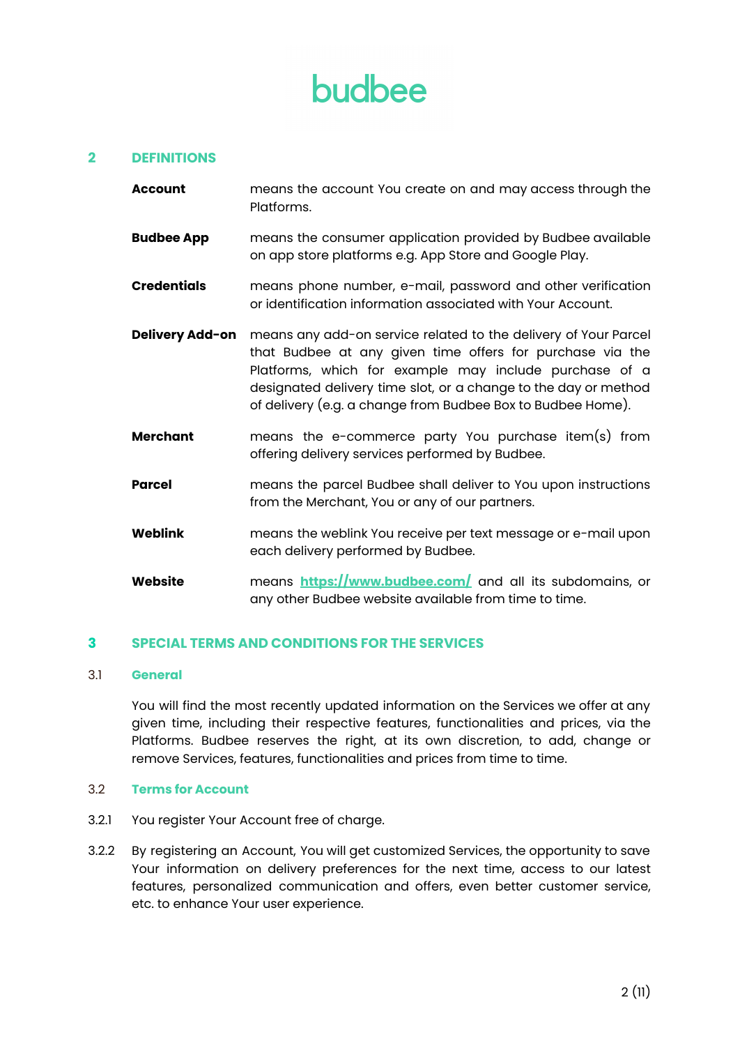## 2 DEFINITIONS

**Account** means the account You create on and may access through the Platforms.

**Budbee App** means the consumer application provided by Budbee available on app store platforms e.g. App Store and Google Play.

**Credentials** means phone number, e-mail, password and other verification or identification information associated with Your Account.

**Delivery Add-on** means any add-on service related to the delivery of Your Parcel that Budbee at any given time offers for purchase via the Platforms, which for example may include purchase of a designated delivery time slot, or a change to the day or method of delivery (e.g. a change from Budbee Box to Budbee Home).

**Merchant** means the e-commerce party You purchase item(s) from offering delivery services performed by Budbee.

**Parcel** means the parcel Budbee shall deliver to You upon instructions from the Merchant, You or any of our partners.

**Weblink** means the weblink You receive per text message or e-mail upon each delivery performed by Budbee.

**Website** means [https://www.budbee.com/](https://www.budbee.com/) and all its subdomains, or any other Budbee website available from time to time.

## 3 SPECIAL TERMS AND CONDITIONS FOR THE SERVICES

### 3.1 General

You will find the most recently updated information on the Services we offer at any given time, including their respective features, functionalities and prices, via the Platforms. Budbee reserves the right, at its own discretion, to add, change or remove Services, features, functionalities and prices from time to time.

### 3.2 Terms for Account

3.2.1 You register Your Account free of charge.

3.2.2 By registering an Account, You will get customized Services, the opportunity to save Your information on delivery preferences for the next time, access to our latest features, personalized communication and offers, even better customer service, etc. to enhance Your user experience.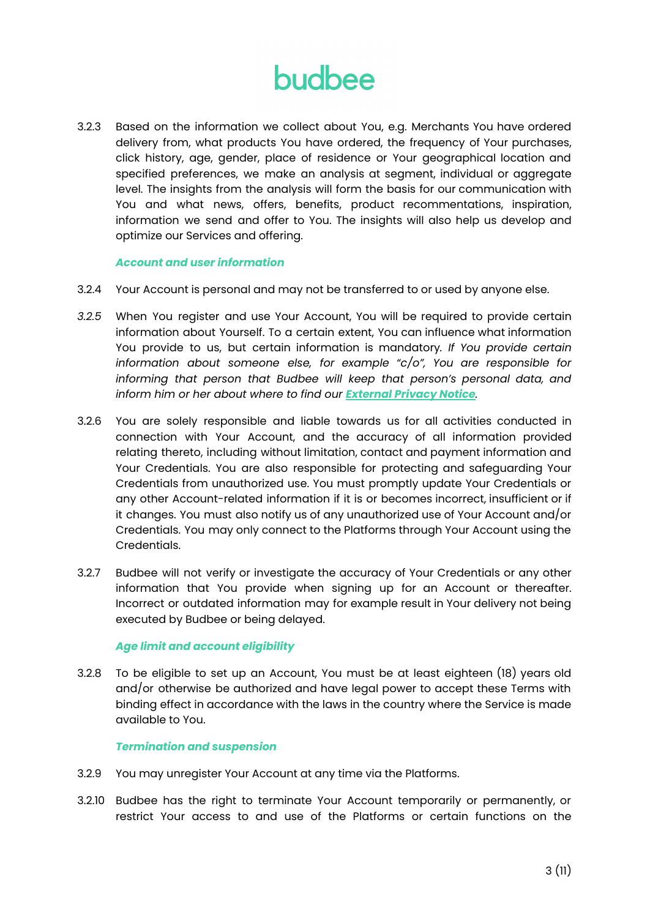3.2.3 Based on the information we collect about You, e.g. Merchants You have ordered delivery from, what products You have ordered, the frequency of Your purchases, click history, age, gender, place of residence or Your geographical location and specified preferences, we make an analysis at segment, individual or aggregate level. The insights from the analysis will form the basis for our communication with You and what news, offers, benefits, product recommentations, inspiration, information we send and offer to You. The insights will also help us develop and optimize our Services and offering.

***Account and user information***

3.2.4 Your Account is personal and may not be transferred to or used by anyone else.

*3.2.5* When You register and use Your Account, You will be required to provide certain information about Yourself. To a certain extent, You can influence what information You provide to us, but certain information is mandatory. *If You provide certain information about someone else, for example "c/o", You are responsible for informing that person that Budbee will keep that person's personal data, and inform him or her about where to find our* ***External Privacy Notice****.*

3.2.6 You are solely responsible and liable towards us for all activities conducted in connection with Your Account, and the accuracy of all information provided relating thereto, including without limitation, contact and payment information and Your Credentials. You are also responsible for protecting and safeguarding Your Credentials from unauthorized use. You must promptly update Your Credentials or any other Account-related information if it is or becomes incorrect, insufficient or if it changes. You must also notify us of any unauthorized use of Your Account and/or Credentials. You may only connect to the Platforms through Your Account using the Credentials.

3.2.7 Budbee will not verify or investigate the accuracy of Your Credentials or any other information that You provide when signing up for an Account or thereafter. Incorrect or outdated information may for example result in Your delivery not being executed by Budbee or being delayed.

***Age limit and account eligibility***

3.2.8 To be eligible to set up an Account, You must be at least eighteen (18) years old and/or otherwise be authorized and have legal power to accept these Terms with binding effect in accordance with the laws in the country where the Service is made available to You.

***Termination and suspension***

3.2.9 You may unregister Your Account at any time via the Platforms.

3.2.10 Budbee has the right to terminate Your Account temporarily or permanently, or restrict Your access to and use of the Platforms or certain functions on the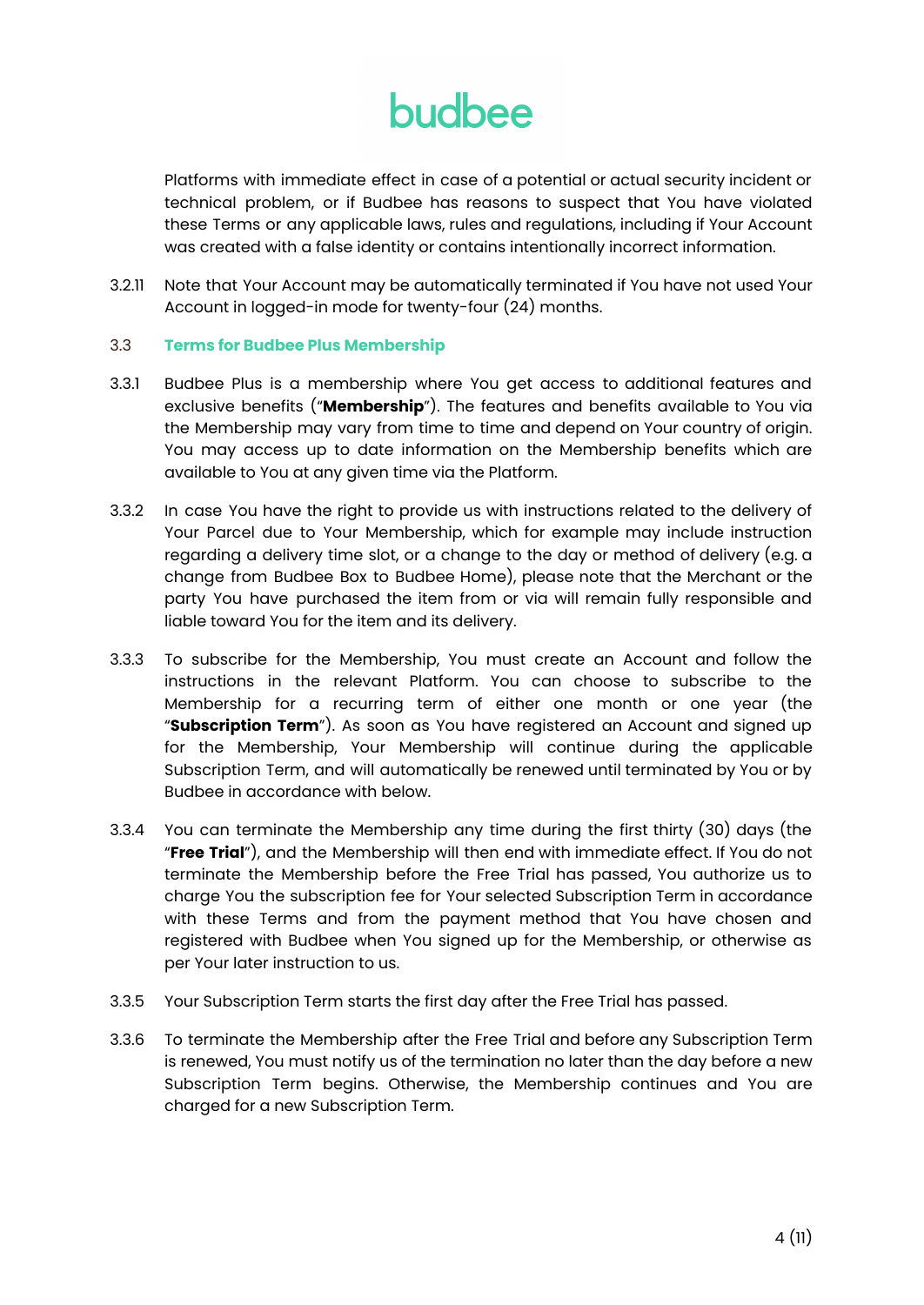Platforms with immediate effect in case of a potential or actual security incident or technical problem, or if Budbee has reasons to suspect that You have violated these Terms or any applicable laws, rules and regulations, including if Your Account was created with a false identity or contains intentionally incorrect information.

3.2.11 Note that Your Account may be automatically terminated if You have not used Your Account in logged-in mode for twenty-four (24) months.

### 3.3 Terms for Budbee Plus Membership

3.3.1 Budbee Plus is a membership where You get access to additional features and exclusive benefits ("**Membership**"). The features and benefits available to You via the Membership may vary from time to time and depend on Your country of origin. You may access up to date information on the Membership benefits which are available to You at any given time via the Platform.

3.3.2 In case You have the right to provide us with instructions related to the delivery of Your Parcel due to Your Membership, which for example may include instruction regarding a delivery time slot, or a change to the day or method of delivery (e.g. a change from Budbee Box to Budbee Home), please note that the Merchant or the party You have purchased the item from or via will remain fully responsible and liable toward You for the item and its delivery.

3.3.3 To subscribe for the Membership, You must create an Account and follow the instructions in the relevant Platform. You can choose to subscribe to the Membership for a recurring term of either one month or one year (the "**Subscription Term**"). As soon as You have registered an Account and signed up for the Membership, Your Membership will continue during the applicable Subscription Term, and will automatically be renewed until terminated by You or by Budbee in accordance with below.

3.3.4 You can terminate the Membership any time during the first thirty (30) days (the "**Free Trial**"), and the Membership will then end with immediate effect. If You do not terminate the Membership before the Free Trial has passed, You authorize us to charge You the subscription fee for Your selected Subscription Term in accordance with these Terms and from the payment method that You have chosen and registered with Budbee when You signed up for the Membership, or otherwise as per Your later instruction to us.

3.3.5 Your Subscription Term starts the first day after the Free Trial has passed.

3.3.6 To terminate the Membership after the Free Trial and before any Subscription Term is renewed, You must notify us of the termination no later than the day before a new Subscription Term begins. Otherwise, the Membership continues and You are charged for a new Subscription Term.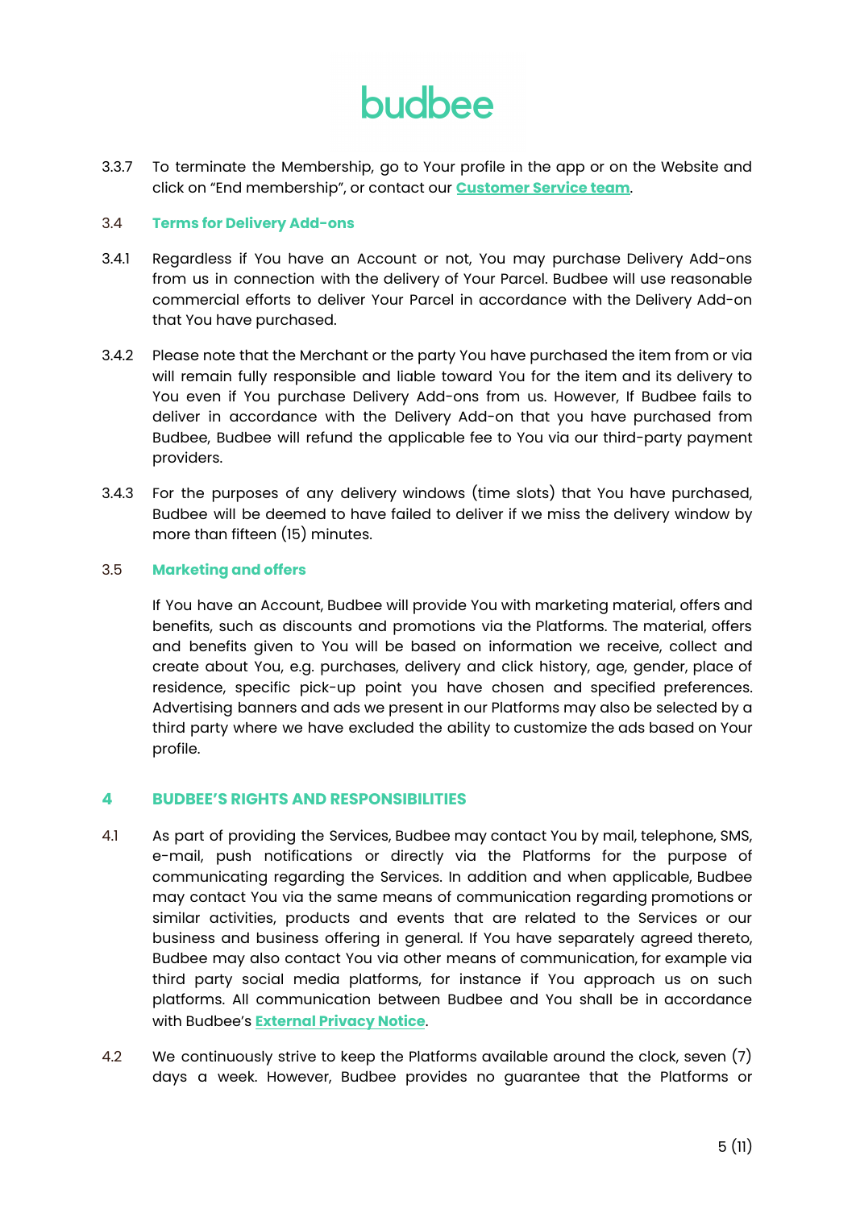3.3.7 To terminate the Membership, go to Your profile in the app or on the Website and click on "End membership", or contact our **Customer Service team**.

### 3.4 Terms for Delivery Add-ons

3.4.1 Regardless if You have an Account or not, You may purchase Delivery Add-ons from us in connection with the delivery of Your Parcel. Budbee will use reasonable commercial efforts to deliver Your Parcel in accordance with the Delivery Add-on that You have purchased.

3.4.2 Please note that the Merchant or the party You have purchased the item from or via will remain fully responsible and liable toward You for the item and its delivery to You even if You purchase Delivery Add-ons from us. However, If Budbee fails to deliver in accordance with the Delivery Add-on that you have purchased from Budbee, Budbee will refund the applicable fee to You via our third-party payment providers.

3.4.3 For the purposes of any delivery windows (time slots) that You have purchased, Budbee will be deemed to have failed to deliver if we miss the delivery window by more than fifteen (15) minutes.

### 3.5 Marketing and offers

If You have an Account, Budbee will provide You with marketing material, offers and benefits, such as discounts and promotions via the Platforms. The material, offers and benefits given to You will be based on information we receive, collect and create about You, e.g. purchases, delivery and click history, age, gender, place of residence, specific pick-up point you have chosen and specified preferences. Advertising banners and ads we present in our Platforms may also be selected by a third party where we have excluded the ability to customize the ads based on Your profile.

## 4 BUDBEE'S RIGHTS AND RESPONSIBILITIES

4.1 As part of providing the Services, Budbee may contact You by mail, telephone, SMS, e-mail, push notifications or directly via the Platforms for the purpose of communicating regarding the Services. In addition and when applicable, Budbee may contact You via the same means of communication regarding promotions or similar activities, products and events that are related to the Services or our business and business offering in general. If You have separately agreed thereto, Budbee may also contact You via other means of communication, for example via third party social media platforms, for instance if You approach us on such platforms. All communication between Budbee and You shall be in accordance with Budbee's **External Privacy Notice**.

4.2 We continuously strive to keep the Platforms available around the clock, seven (7) days a week. However, Budbee provides no guarantee that the Platforms or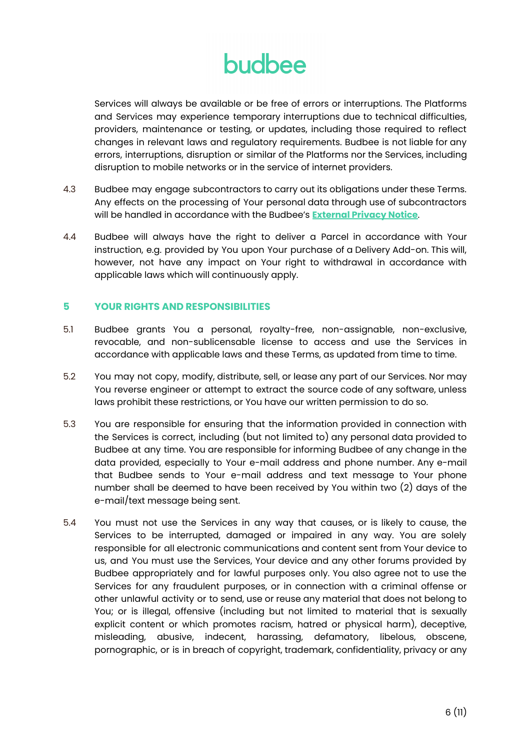Services will always be available or be free of errors or interruptions. The Platforms and Services may experience temporary interruptions due to technical difficulties, providers, maintenance or testing, or updates, including those required to reflect changes in relevant laws and regulatory requirements. Budbee is not liable for any errors, interruptions, disruption or similar of the Platforms nor the Services, including disruption to mobile networks or in the service of internet providers.

4.3 Budbee may engage subcontractors to carry out its obligations under these Terms. Any effects on the processing of Your personal data through use of subcontractors will be handled in accordance with the Budbee's **External Privacy Notice**.

4.4 Budbee will always have the right to deliver a Parcel in accordance with Your instruction, e.g. provided by You upon Your purchase of a Delivery Add-on. This will, however, not have any impact on Your right to withdrawal in accordance with applicable laws which will continuously apply.

## 5 YOUR RIGHTS AND RESPONSIBILITIES

5.1 Budbee grants You a personal, royalty-free, non-assignable, non-exclusive, revocable, and non-sublicensable license to access and use the Services in accordance with applicable laws and these Terms, as updated from time to time.

5.2 You may not copy, modify, distribute, sell, or lease any part of our Services. Nor may You reverse engineer or attempt to extract the source code of any software, unless laws prohibit these restrictions, or You have our written permission to do so.

5.3 You are responsible for ensuring that the information provided in connection with the Services is correct, including (but not limited to) any personal data provided to Budbee at any time. You are responsible for informing Budbee of any change in the data provided, especially to Your e-mail address and phone number. Any e-mail that Budbee sends to Your e-mail address and text message to Your phone number shall be deemed to have been received by You within two (2) days of the e-mail/text message being sent.

5.4 You must not use the Services in any way that causes, or is likely to cause, the Services to be interrupted, damaged or impaired in any way. You are solely responsible for all electronic communications and content sent from Your device to us, and You must use the Services, Your device and any other forums provided by Budbee appropriately and for lawful purposes only. You also agree not to use the Services for any fraudulent purposes, or in connection with a criminal offense or other unlawful activity or to send, use or reuse any material that does not belong to You; or is illegal, offensive (including but not limited to material that is sexually explicit content or which promotes racism, hatred or physical harm), deceptive, misleading, abusive, indecent, harassing, defamatory, libelous, obscene, pornographic, or is in breach of copyright, trademark, confidentiality, privacy or any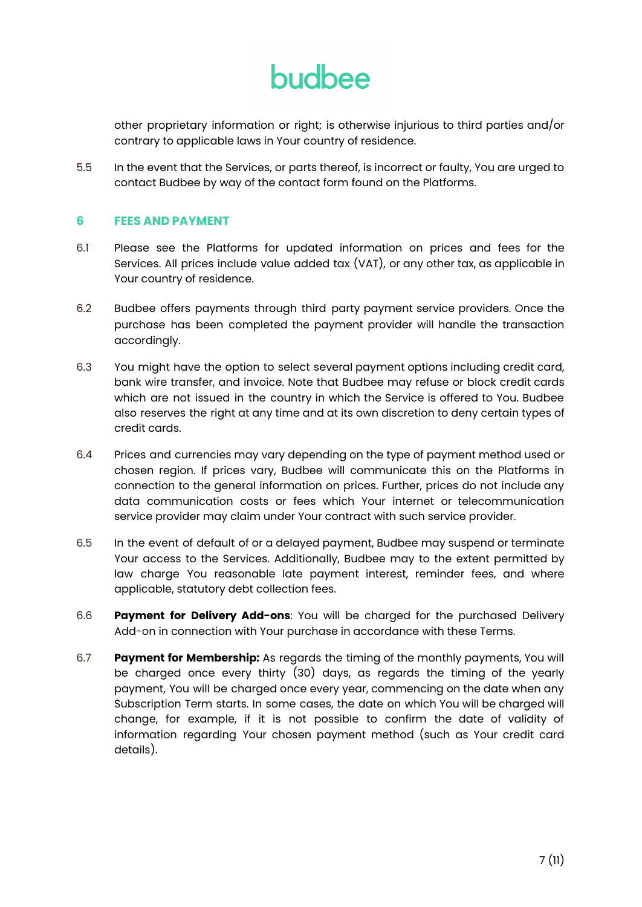other proprietary information or right; is otherwise injurious to third parties and/or contrary to applicable laws in Your country of residence.

5.5 In the event that the Services, or parts thereof, is incorrect or faulty, You are urged to contact Budbee by way of the contact form found on the Platforms.

## 6 FEES AND PAYMENT

6.1 Please see the Platforms for updated information on prices and fees for the Services. All prices include value added tax (VAT), or any other tax, as applicable in Your country of residence.

6.2 Budbee offers payments through third party payment service providers. Once the purchase has been completed the payment provider will handle the transaction accordingly.

6.3 You might have the option to select several payment options including credit card, bank wire transfer, and invoice. Note that Budbee may refuse or block credit cards which are not issued in the country in which the Service is offered to You. Budbee also reserves the right at any time and at its own discretion to deny certain types of credit cards.

6.4 Prices and currencies may vary depending on the type of payment method used or chosen region. If prices vary, Budbee will communicate this on the Platforms in connection to the general information on prices. Further, prices do not include any data communication costs or fees which Your internet or telecommunication service provider may claim under Your contract with such service provider.

6.5 In the event of default of or a delayed payment, Budbee may suspend or terminate Your access to the Services. Additionally, Budbee may to the extent permitted by law charge You reasonable late payment interest, reminder fees, and where applicable, statutory debt collection fees.

6.6 **Payment for Delivery Add-ons**: You will be charged for the purchased Delivery Add-on in connection with Your purchase in accordance with these Terms.

6.7 **Payment for Membership:** As regards the timing of the monthly payments, You will be charged once every thirty (30) days, as regards the timing of the yearly payment, You will be charged once every year, commencing on the date when any Subscription Term starts. In some cases, the date on which You will be charged will change, for example, if it is not possible to confirm the date of validity of information regarding Your chosen payment method (such as Your credit card details).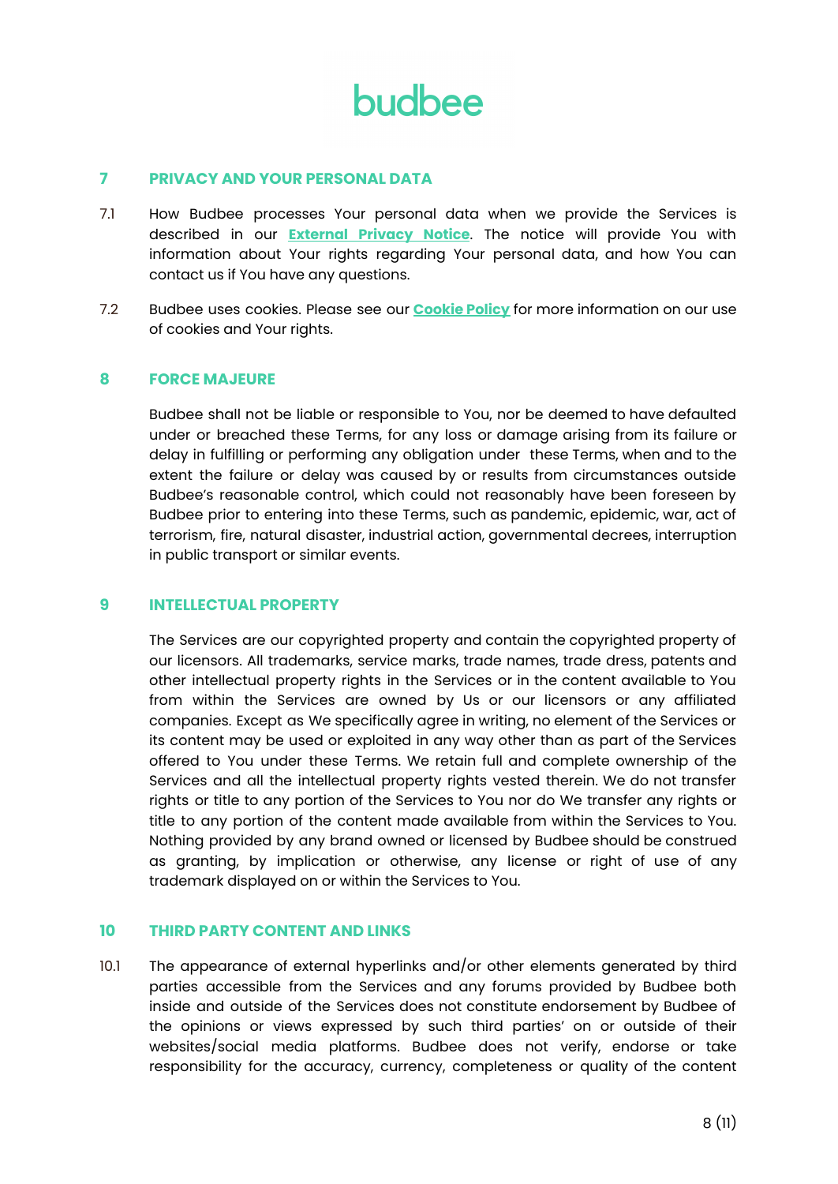## 7 PRIVACY AND YOUR PERSONAL DATA

7.1 How Budbee processes Your personal data when we provide the Services is described in our **External Privacy Notice**. The notice will provide You with information about Your rights regarding Your personal data, and how You can contact us if You have any questions.

7.2 Budbee uses cookies. Please see our **Cookie Policy** for more information on our use of cookies and Your rights.

## 8 FORCE MAJEURE

Budbee shall not be liable or responsible to You, nor be deemed to have defaulted under or breached these Terms, for any loss or damage arising from its failure or delay in fulfilling or performing any obligation under these Terms, when and to the extent the failure or delay was caused by or results from circumstances outside Budbee's reasonable control, which could not reasonably have been foreseen by Budbee prior to entering into these Terms, such as pandemic, epidemic, war, act of terrorism, fire, natural disaster, industrial action, governmental decrees, interruption in public transport or similar events.

## 9 INTELLECTUAL PROPERTY

The Services are our copyrighted property and contain the copyrighted property of our licensors. All trademarks, service marks, trade names, trade dress, patents and other intellectual property rights in the Services or in the content available to You from within the Services are owned by Us or our licensors or any affiliated companies. Except as We specifically agree in writing, no element of the Services or its content may be used or exploited in any way other than as part of the Services offered to You under these Terms. We retain full and complete ownership of the Services and all the intellectual property rights vested therein. We do not transfer rights or title to any portion of the Services to You nor do We transfer any rights or title to any portion of the content made available from within the Services to You. Nothing provided by any brand owned or licensed by Budbee should be construed as granting, by implication or otherwise, any license or right of use of any trademark displayed on or within the Services to You.

## 10 THIRD PARTY CONTENT AND LINKS

10.1 The appearance of external hyperlinks and/or other elements generated by third parties accessible from the Services and any forums provided by Budbee both inside and outside of the Services does not constitute endorsement by Budbee of the opinions or views expressed by such third parties' on or outside of their websites/social media platforms. Budbee does not verify, endorse or take responsibility for the accuracy, currency, completeness or quality of the content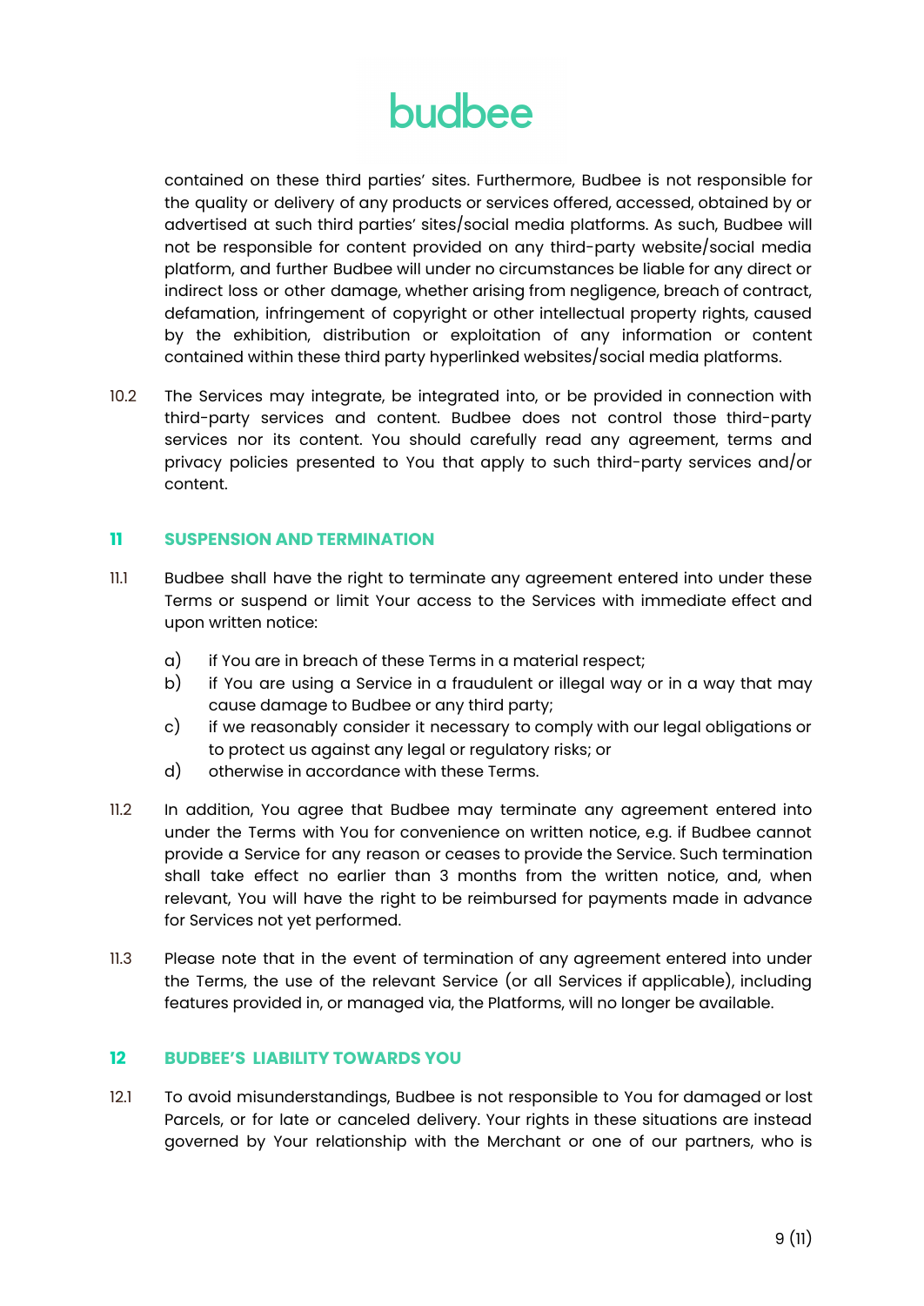contained on these third parties' sites. Furthermore, Budbee is not responsible for the quality or delivery of any products or services offered, accessed, obtained by or advertised at such third parties' sites/social media platforms. As such, Budbee will not be responsible for content provided on any third-party website/social media platform, and further Budbee will under no circumstances be liable for any direct or indirect loss or other damage, whether arising from negligence, breach of contract, defamation, infringement of copyright or other intellectual property rights, caused by the exhibition, distribution or exploitation of any information or content contained within these third party hyperlinked websites/social media platforms.

10.2 The Services may integrate, be integrated into, or be provided in connection with third-party services and content. Budbee does not control those third-party services nor its content. You should carefully read any agreement, terms and privacy policies presented to You that apply to such third-party services and/or content.

## 11 SUSPENSION AND TERMINATION

11.1 Budbee shall have the right to terminate any agreement entered into under these Terms or suspend or limit Your access to the Services with immediate effect and upon written notice:

a) if You are in breach of these Terms in a material respect;
b) if You are using a Service in a fraudulent or illegal way or in a way that may cause damage to Budbee or any third party;
c) if we reasonably consider it necessary to comply with our legal obligations or to protect us against any legal or regulatory risks; or
d) otherwise in accordance with these Terms.

11.2 In addition, You agree that Budbee may terminate any agreement entered into under the Terms with You for convenience on written notice, e.g. if Budbee cannot provide a Service for any reason or ceases to provide the Service. Such termination shall take effect no earlier than 3 months from the written notice, and, when relevant, You will have the right to be reimbursed for payments made in advance for Services not yet performed.

11.3 Please note that in the event of termination of any agreement entered into under the Terms, the use of the relevant Service (or all Services if applicable), including features provided in, or managed via, the Platforms, will no longer be available.

## 12 BUDBEE'S LIABILITY TOWARDS YOU

12.1 To avoid misunderstandings, Budbee is not responsible to You for damaged or lost Parcels, or for late or canceled delivery. Your rights in these situations are instead governed by Your relationship with the Merchant or one of our partners, who is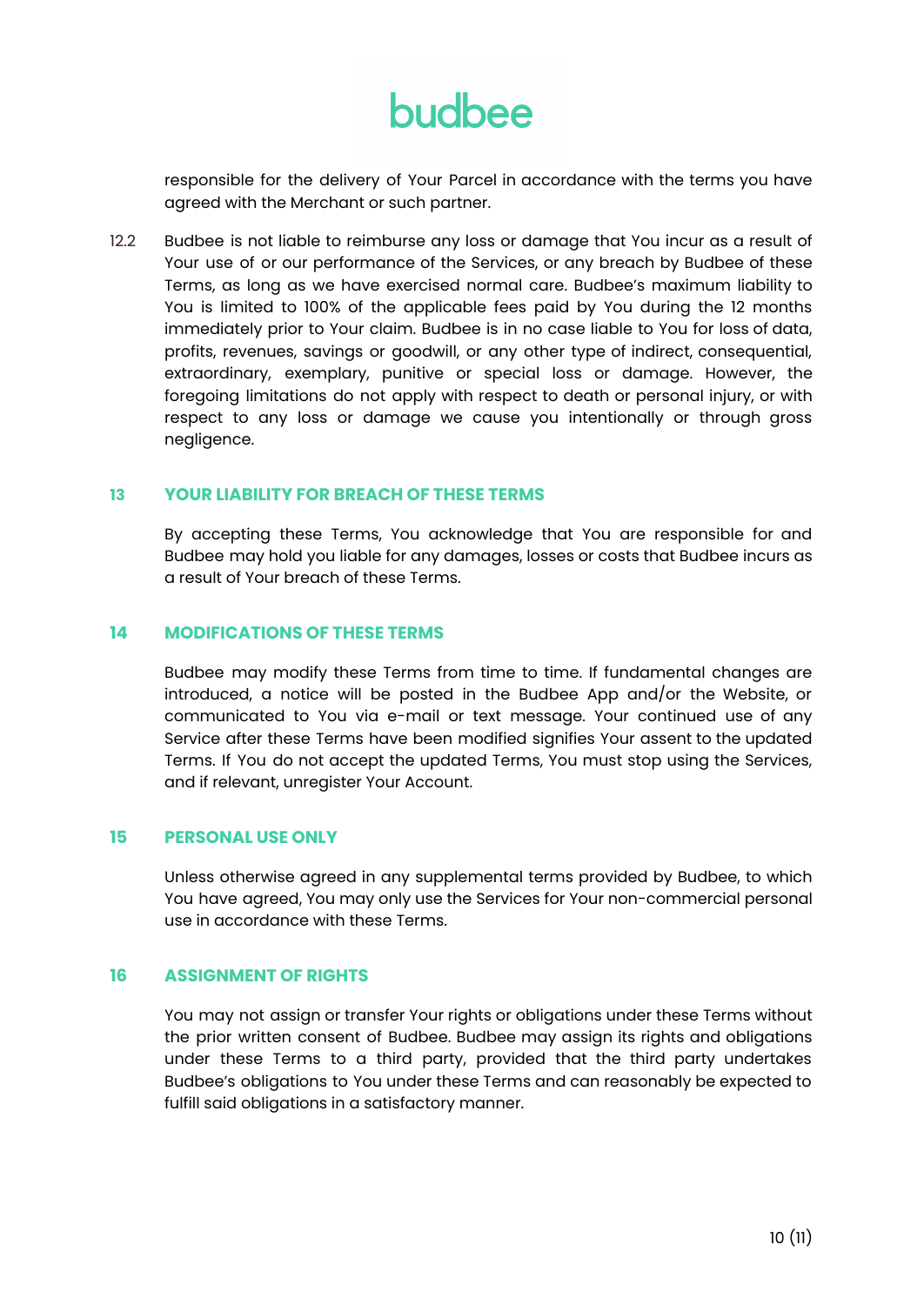responsible for the delivery of Your Parcel in accordance with the terms you have agreed with the Merchant or such partner.

12.2 Budbee is not liable to reimburse any loss or damage that You incur as a result of Your use of or our performance of the Services, or any breach by Budbee of these Terms, as long as we have exercised normal care. Budbee's maximum liability to You is limited to 100% of the applicable fees paid by You during the 12 months immediately prior to Your claim. Budbee is in no case liable to You for loss of data, profits, revenues, savings or goodwill, or any other type of indirect, consequential, extraordinary, exemplary, punitive or special loss or damage. However, the foregoing limitations do not apply with respect to death or personal injury, or with respect to any loss or damage we cause you intentionally or through gross negligence.

## 13 YOUR LIABILITY FOR BREACH OF THESE TERMS

By accepting these Terms, You acknowledge that You are responsible for and Budbee may hold you liable for any damages, losses or costs that Budbee incurs as a result of Your breach of these Terms.

## 14 MODIFICATIONS OF THESE TERMS

Budbee may modify these Terms from time to time. If fundamental changes are introduced, a notice will be posted in the Budbee App and/or the Website, or communicated to You via e-mail or text message. Your continued use of any Service after these Terms have been modified signifies Your assent to the updated Terms. If You do not accept the updated Terms, You must stop using the Services, and if relevant, unregister Your Account.

## 15 PERSONAL USE ONLY

Unless otherwise agreed in any supplemental terms provided by Budbee, to which You have agreed, You may only use the Services for Your non-commercial personal use in accordance with these Terms.

## 16 ASSIGNMENT OF RIGHTS

You may not assign or transfer Your rights or obligations under these Terms without the prior written consent of Budbee. Budbee may assign its rights and obligations under these Terms to a third party, provided that the third party undertakes Budbee's obligations to You under these Terms and can reasonably be expected to fulfill said obligations in a satisfactory manner.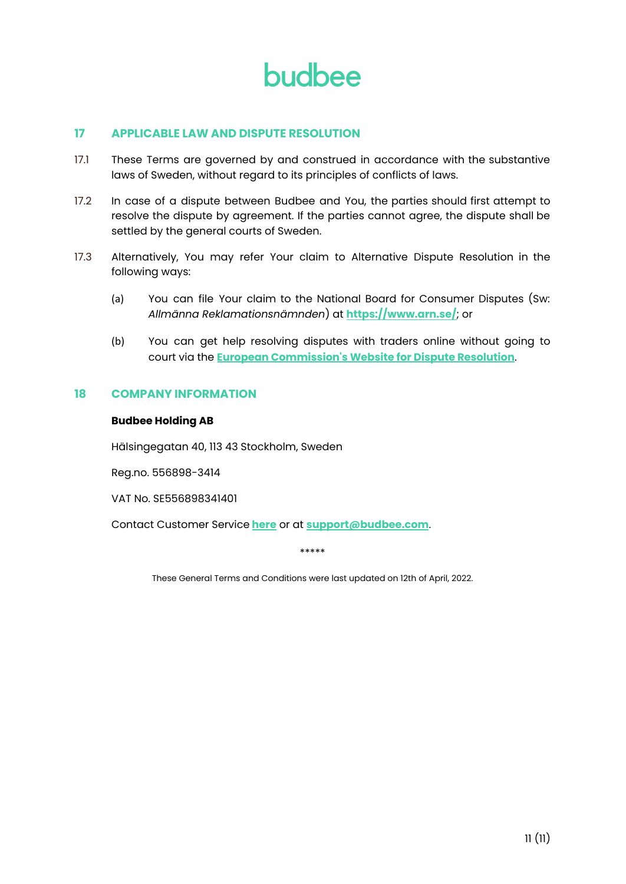## 17 APPLICABLE LAW AND DISPUTE RESOLUTION

17.1 These Terms are governed by and construed in accordance with the substantive laws of Sweden, without regard to its principles of conflicts of laws.

17.2 In case of a dispute between Budbee and You, the parties should first attempt to resolve the dispute by agreement. If the parties cannot agree, the dispute shall be settled by the general courts of Sweden.

17.3 Alternatively, You may refer Your claim to Alternative Dispute Resolution in the following ways:

(a) You can file Your claim to the National Board for Consumer Disputes (Sw: *Allmänna Reklamationsnämnden*) at **https://www.arn.se/**; or

(b) You can get help resolving disputes with traders online without going to court via the **European Commission's Website for Dispute Resolution**.

## 18 COMPANY INFORMATION

**Budbee Holding AB**

Hälsingegatan 40, 113 43 Stockholm, Sweden

Reg.no. 556898-3414

VAT No. SE556898341401

Contact Customer Service **here** or at **support@budbee.com**.

*****

These General Terms and Conditions were last updated on 12th of April, 2022.